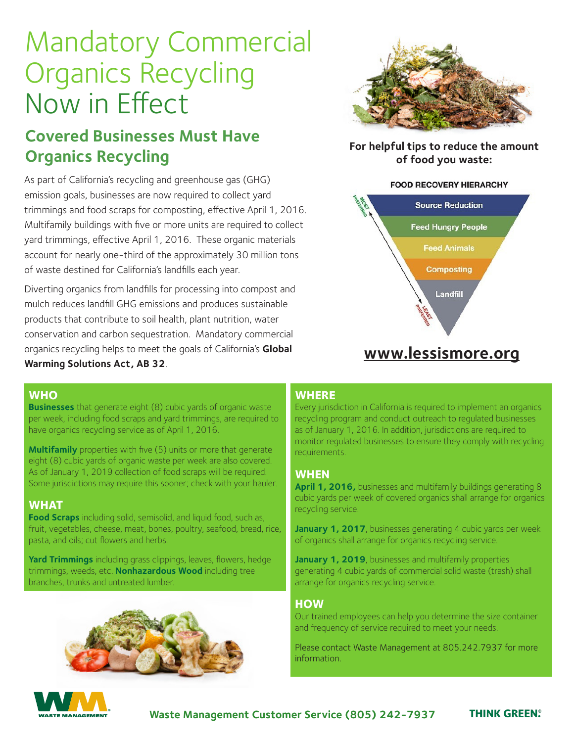# Mandatory Commercial Organics Recycling Now in Effect

## Covered Businesses Must Have Organics Recycling

As part of California's recycling and greenhouse gas (GHG) emission goals, businesses are now required to collect yard trimmings and food scraps for composting, effective April 1, 2016. Multifamily buildings with five or more units are required to collect yard trimmings, effective April 1, 2016. These organic materials account for nearly one-third of the approximately 30 million tons of waste destined for California's landfills each year.

Diverting organics from landfills for processing into compost and mulch reduces landfill GHG emissions and produces sustainable products that contribute to soil health, plant nutrition, water conservation and carbon sequestration. Mandatory commercial organics recycling helps to meet the goals of California's **Global Warming Solutions Act, AB 32**.

**For helpful tips to reduce the amount of food you waste:**

FOOD RECOVERY HIERARCHY

- MOST PREFERRED
- Source Reduction
- Feed Hungry People
- Feed Animals
- Composting
- Landfill
- LEAST PREFERRED

**www.lessismore.org**

### WHO

**Businesses** that generate eight (8) cubic yards of organic waste per week, including food scraps and yard trimmings, are required to have organics recycling service as of April 1, 2016.

**Multifamily** properties with five (5) units or more that generate eight (8) cubic yards of organic waste per week are also covered. As of January 1, 2019 collection of food scraps will be required. Some jurisdictions may require this sooner; check with your hauler.

### WHAT

**Food Scraps** including solid, semisolid, and liquid food, such as, fruit, vegetables, cheese, meat, bones, poultry, seafood, bread, rice, pasta, and oils; cut flowers and herbs.

**Yard Trimmings** including grass clippings, leaves, flowers, hedge trimmings, weeds, etc. **Nonhazardous Wood** including tree branches, trunks and untreated lumber.

### WHERE

Every jurisdiction in California is required to implement an organics recycling program and conduct outreach to regulated businesses as of January 1, 2016. In addition, jurisdictions are required to monitor regulated businesses to ensure they comply with recycling requirements.

### WHEN

**April 1, 2016,** businesses and multifamily buildings generating 8 cubic yards per week of covered organics shall arrange for organics recycling service.

**January 1, 2017**, businesses generating 4 cubic yards per week of organics shall arrange for organics recycling service.

**January 1, 2019**, businesses and multifamily properties generating 4 cubic yards of commercial solid waste (trash) shall arrange for organics recycling service.

### HOW

Our trained employees can help you determine the size container and frequency of service required to meet your needs.

Please contact Waste Management at 805.242.7937 for more information.

WASTE MANAGEMENT

**Waste Management Customer Service (805) 242-7937**

**THINK GREEN.**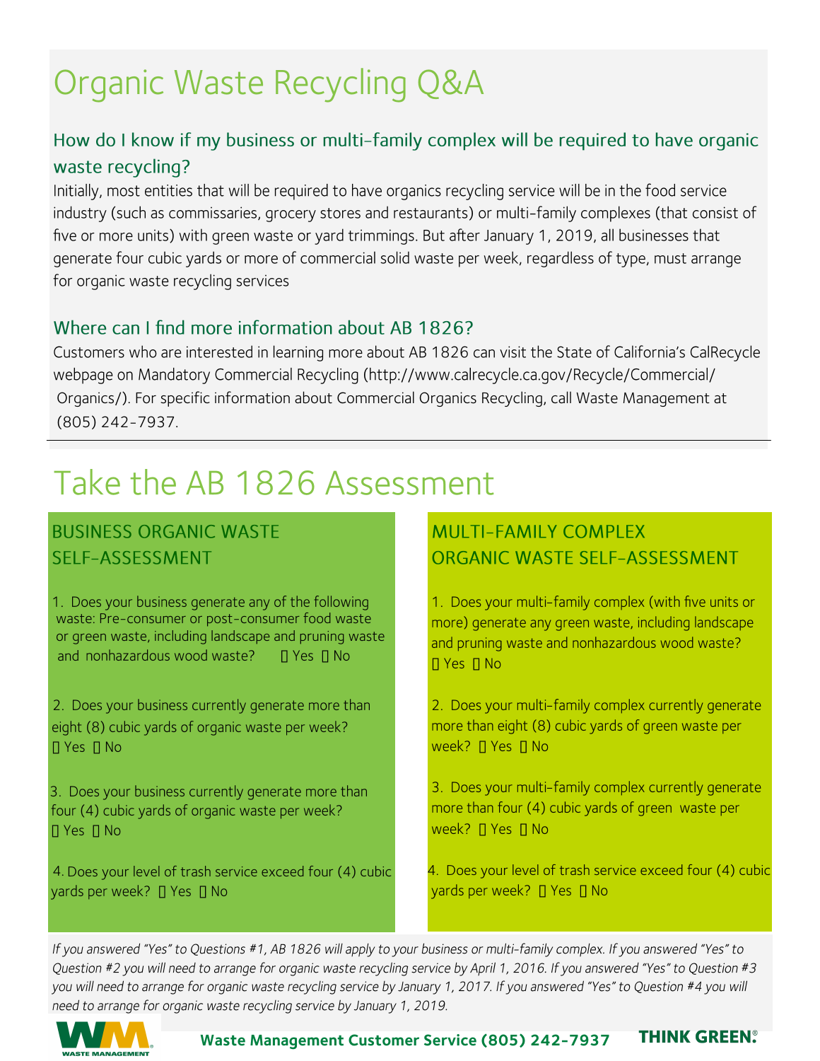# Organic Waste Recycling Q&A

### How do I know if my business or multi-family complex will be required to have organic waste recycling?

Initially, most entities that will be required to have organics recycling service will be in the food service industry (such as commissaries, grocery stores and restaurants) or multi-family complexes (that consist of five or more units) with green waste or yard trimmings. But after January 1, 2019, all businesses that generate four cubic yards or more of commercial solid waste per week, regardless of type, must arrange for organic waste recycling services

### Where can I find more information about AB 1826?

Customers who are interested in learning more about AB 1826 can visit the State of California's CalRecycle webpage on Mandatory Commercial Recycling (http://www.calrecycle.ca.gov/Recycle/Commercial/Organics/). For specific information about Commercial Organics Recycling, call Waste Management at (805) 242-7937.

---

# Take the AB 1826 Assessment

## BUSINESS ORGANIC WASTE SELF-ASSESSMENT

1. Does your business generate any of the following waste: Pre-consumer or post-consumer food waste or green waste, including landscape and pruning waste and nonhazardous wood waste? ☐ Yes ☐ No

2. Does your business currently generate more than eight (8) cubic yards of organic waste per week? ☐ Yes ☐ No

3. Does your business currently generate more than four (4) cubic yards of organic waste per week? ☐ Yes ☐ No

4. Does your level of trash service exceed four (4) cubic yards per week? ☐ Yes ☐ No

## MULTI-FAMILY COMPLEX ORGANIC WASTE SELF-ASSESSMENT

1. Does your multi-family complex (with five units or more) generate any green waste, including landscape and pruning waste and nonhazardous wood waste? ☐ Yes ☐ No

2. Does your multi-family complex currently generate more than eight (8) cubic yards of green waste per week? ☐ Yes ☐ No

3. Does your multi-family complex currently generate more than four (4) cubic yards of green waste per week? ☐ Yes ☐ No

4. Does your level of trash service exceed four (4) cubic yards per week? ☐ Yes ☐ No

*If you answered "Yes" to Questions #1, AB 1826 will apply to your business or multi-family complex. If you answered "Yes" to Question #2 you will need to arrange for organic waste recycling service by April 1, 2016. If you answered "Yes" to Question #3 you will need to arrange for organic waste recycling service by January 1, 2017. If you answered "Yes" to Question #4 you will need to arrange for organic waste recycling service by January 1, 2019.*

WM WASTE MANAGEMENT

**Waste Management Customer Service (805) 242-7937**

**THINK GREEN.®**